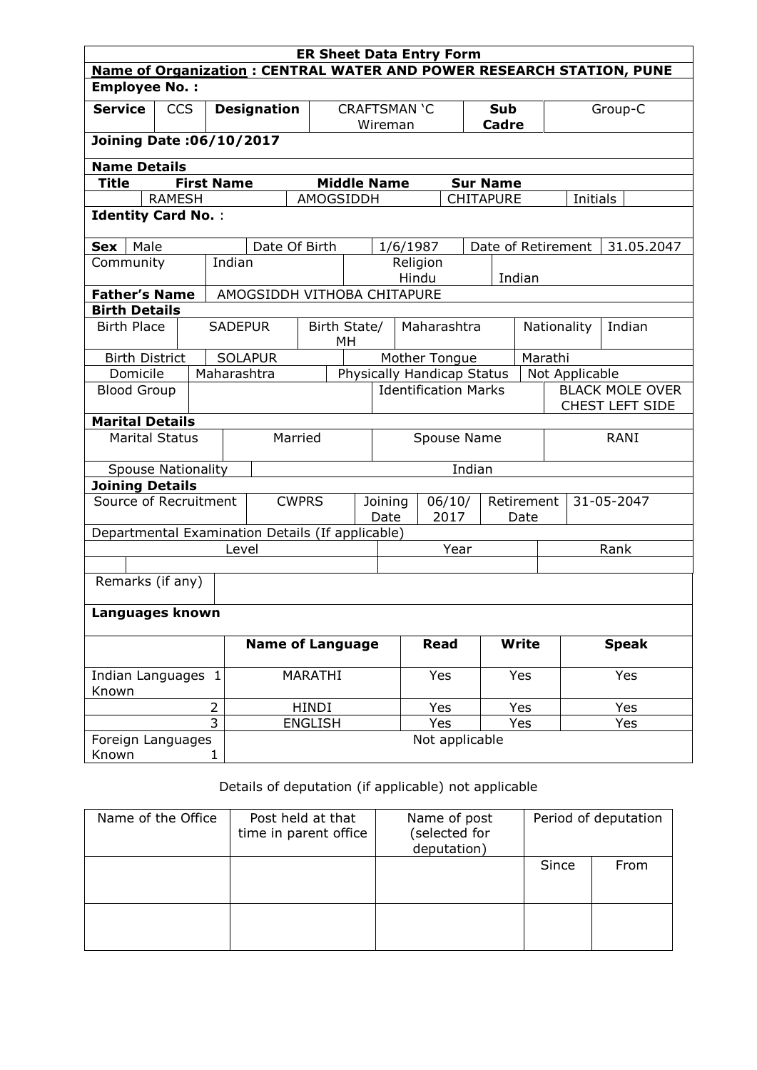## ER Sheet Data Entry Form

**Name of Organization : CENTRAL WATER AND POWER RESEARCH STATION, PUNE**

**Employee No. :**

| **Service** | CCS | **Designation** | CRAFTSMAN 'C Wireman | **Sub Cadre** | Group-C |
|---|---|---|---|---|---|

**Joining Date :06/10/2017**

**Name Details**

| **Title** | **First Name** | **Middle Name** | **Sur Name** | | |
|---|---|---|---|---|---|
| | RAMESH | AMOGSIDDH | CHITAPURE | Initials | |

**Identity Card No.** :

| **Sex** | Male | Date Of Birth | 1/6/1987 | Date of Retirement | 31.05.2047 |
|---|---|---|---|---|---|
| Community | Indian | Religion Hindu | Indian | | |

| **Father's Name** | AMOGSIDDH VITHOBA CHITAPURE |
|---|---|

**Birth Details**

| Birth Place | SADEPUR | Birth State/ MH | Maharashtra | Nationality | Indian |
|---|---|---|---|---|---|
| Birth District | SOLAPUR | Mother Tongue | Marathi | | |
| Domicile | Maharashtra | Physically Handicap Status | Not Applicable | | |
| Blood Group | | Identification Marks | BLACK MOLE OVER CHEST LEFT SIDE | | |

**Marital Details**

| Marital Status | Married | Spouse Name | RANI |
|---|---|---|---|
| Spouse Nationality | Indian | | |

**Joining Details**

| Source of Recruitment | CWPRS | Joining Date | 06/10/ 2017 | Retirement Date | 31-05-2047 |
|---|---|---|---|---|---|

Departmental Examination Details (If applicable)

| Level | Year | Rank |
|---|---|---|
| | | |

| Remarks (if any) | |
|---|---|

**Languages known**

| | **Name of Language** | **Read** | **Write** | **Speak** |
|---|---|---|---|---|
| Indian Languages Known 1 | MARATHI | Yes | Yes | Yes |
| 2 | HINDI | Yes | Yes | Yes |
| 3 | ENGLISH | Yes | Yes | Yes |
| Foreign Languages Known 1 | Not applicable | | | |

Details of deputation (if applicable) not applicable

| Name of the Office | Post held at that time in parent office | Name of post (selected for deputation) | Period of deputation | |
|---|---|---|---|---|
| | | | Since | From |
| | | | | |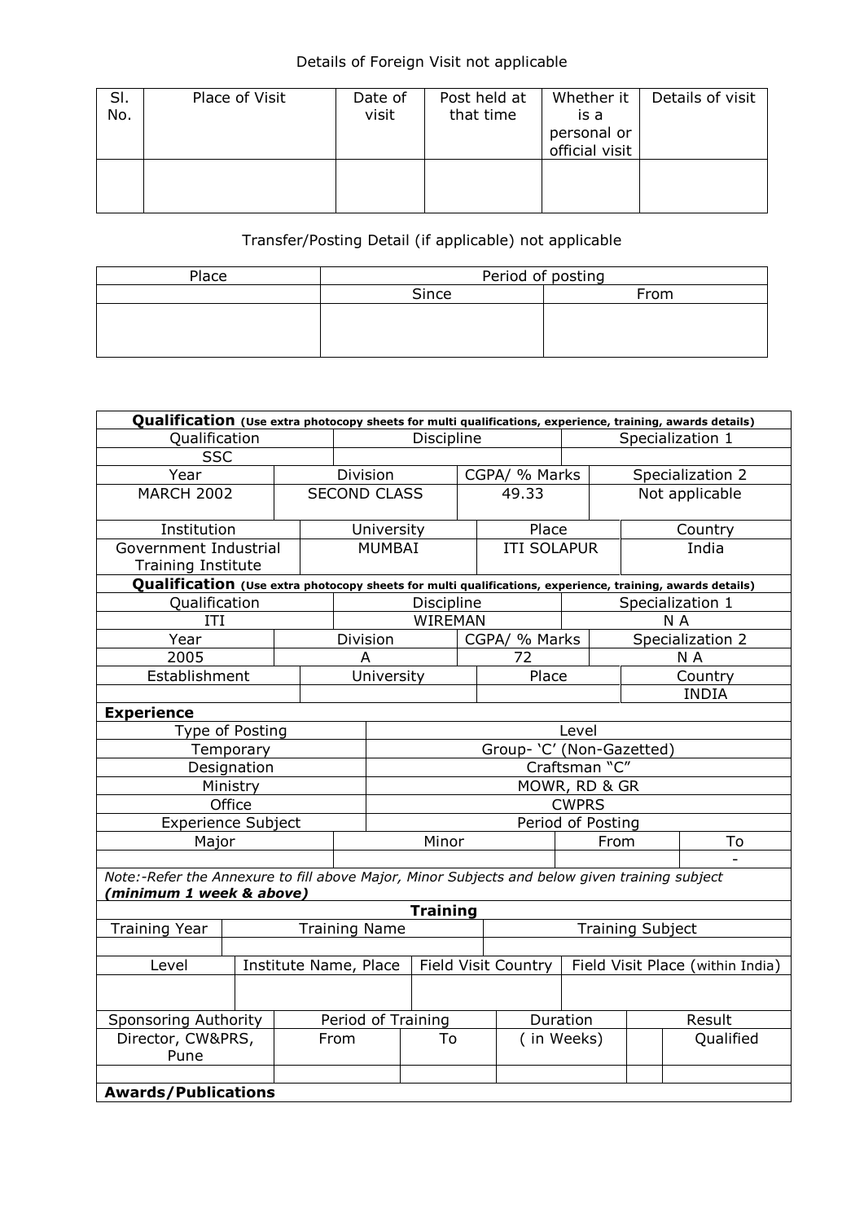Details of Foreign Visit not applicable

| Sl. No. | Place of Visit | Date of visit | Post held at that time | Whether it is a personal or official visit | Details of visit |
|---|---|---|---|---|---|
| | | | | | |

Transfer/Posting Detail (if applicable) not applicable

| Place | Period of posting | |
|---|---|---|
| | Since | From |
| | | |

| **Qualification** (Use extra photocopy sheets for multi qualifications, experience, training, awards details) | | | |
|---|---|---|---|
| Qualification | Discipline | | Specialization 1 |
| SSC | | | |
| Year | Division | CGPA/ % Marks | Specialization 2 |
| MARCH 2002 | SECOND CLASS | 49.33 | Not applicable |
| Institution | University | Place | Country |
| Government Industrial Training Institute | MUMBAI | ITI SOLAPUR | India |

| **Qualification** (Use extra photocopy sheets for multi qualifications, experience, training, awards details) | | | |
|---|---|---|---|
| Qualification | Discipline | | Specialization 1 |
| ITI | WIREMAN | | N A |
| Year | Division | CGPA/ % Marks | Specialization 2 |
| 2005 | A | 72 | N A |
| Establishment | University | Place | Country |
| | | | INDIA |

**Experience**

| Type of Posting | Level |
|---|---|
| Temporary | Group- 'C' (Non-Gazetted) |
| Designation | Craftsman "C" |
| Ministry | MOWR, RD & GR |
| Office | CWPRS |
| Experience Subject | Period of Posting |

| Major | Minor | From | To |
|---|---|---|---|
| | | | - |

*Note:-Refer the Annexure to fill above Major, Minor Subjects and below given training subject* ***(minimum 1 week & above)***

**Training**

| Training Year | Training Name | Training Subject |
|---|---|---|
| | | |

| Level | Institute Name, Place | Field Visit Country | Field Visit Place (within India) |
|---|---|---|---|
| | | | |

| Sponsoring Authority | Period of Training | | Duration | | Result |
|---|---|---|---|---|---|
| Director, CW&PRS, Pune | From | To | ( in Weeks) | | Qualified |
| | | | | | |

**Awards/Publications**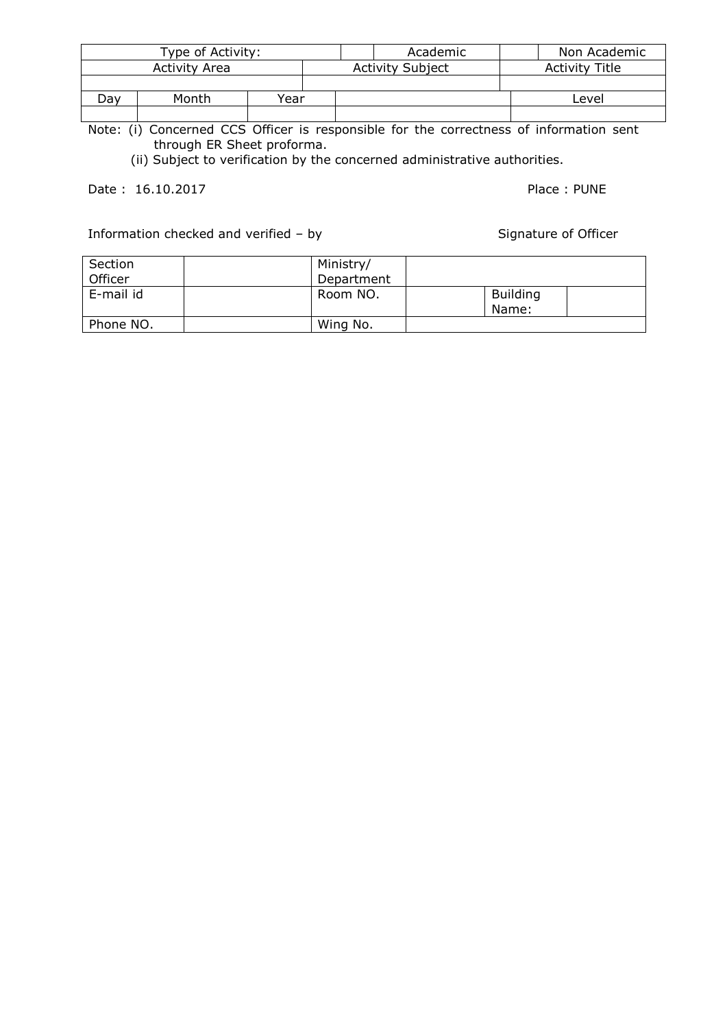| Type of Activity: | | | | Academic | | Non Academic |
|---|---|---|---|---|---|---|
| Activity Area | | | Activity Subject | | Activity Title | |
| | | | | | | |
| Day | Month | Year | | | Level | |
| | | | | | | |

Note: (i) Concerned CCS Officer is responsible for the correctness of information sent through ER Sheet proforma.

(ii) Subject to verification by the concerned administrative authorities.

Date : 16.10.2017 Place : PUNE

Information checked and verified – by Signature of Officer

| Section Officer | | Ministry/ Department | | | |
|---|---|---|---|---|---|
| E-mail id | | Room NO. | | Building Name: | |
| Phone NO. | | Wing No. | | | |